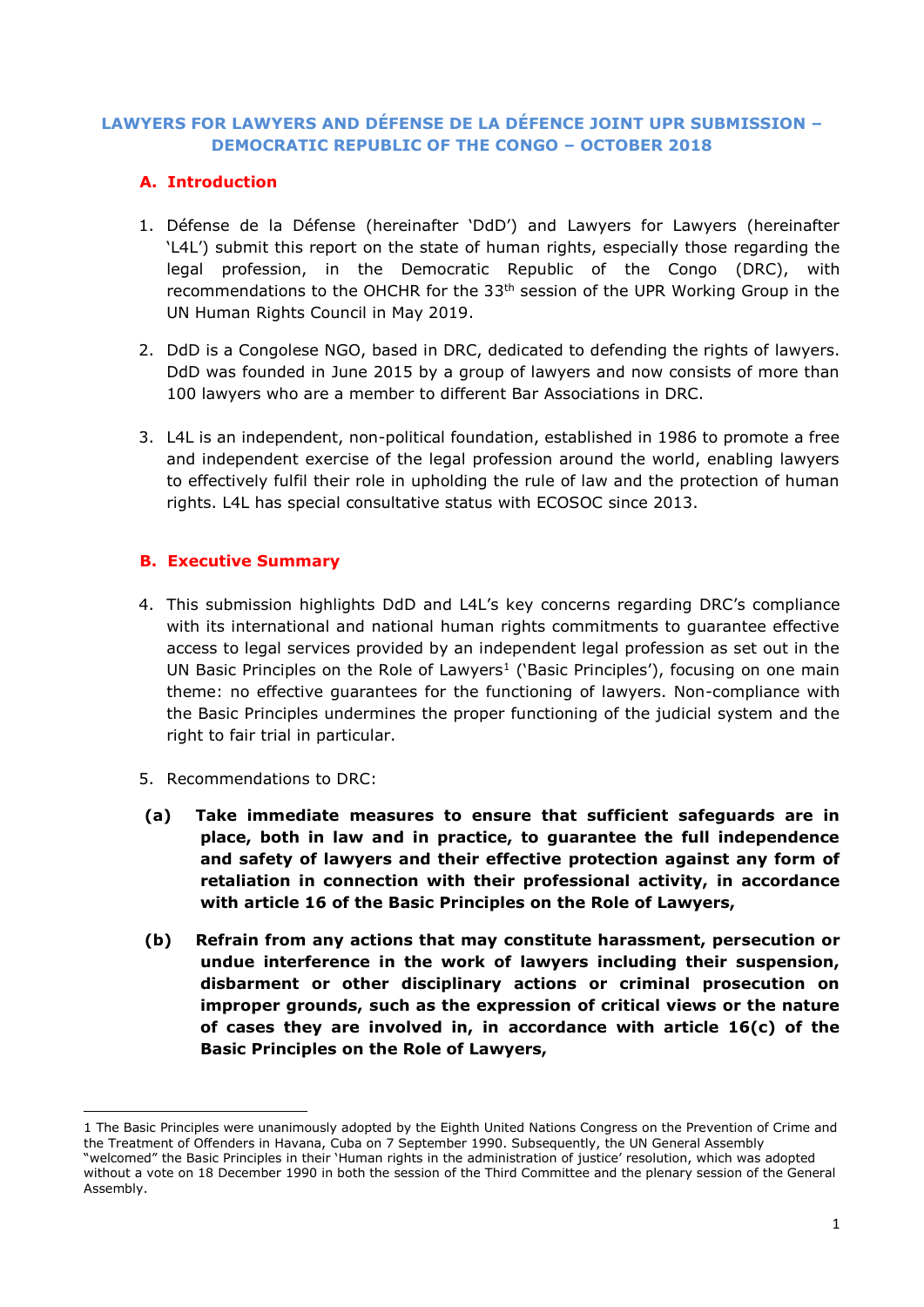# LAWYERS FOR LAWYERS AND DÉFENSE DE LA DÉFENCE JOINT UPR SUBMISSION – DEMOCRATIC REPUBLIC OF THE CONGO – OCTOBER 2018

## A. Introduction

1. Défense de la Défense (hereinafter 'DdD') and Lawyers for Lawyers (hereinafter 'L4L') submit this report on the state of human rights, especially those regarding the legal profession, in the Democratic Republic of the Congo (DRC), with recommendations to the OHCHR for the 33th session of the UPR Working Group in the UN Human Rights Council in May 2019.

2. DdD is a Congolese NGO, based in DRC, dedicated to defending the rights of lawyers. DdD was founded in June 2015 by a group of lawyers and now consists of more than 100 lawyers who are a member to different Bar Associations in DRC.

3. L4L is an independent, non-political foundation, established in 1986 to promote a free and independent exercise of the legal profession around the world, enabling lawyers to effectively fulfil their role in upholding the rule of law and the protection of human rights. L4L has special consultative status with ECOSOC since 2013.

## B. Executive Summary

4. This submission highlights DdD and L4L's key concerns regarding DRC's compliance with its international and national human rights commitments to guarantee effective access to legal services provided by an independent legal profession as set out in the UN Basic Principles on the Role of Lawyers[1] ('Basic Principles'), focusing on one main theme: no effective guarantees for the functioning of lawyers. Non-compliance with the Basic Principles undermines the proper functioning of the judicial system and the right to fair trial in particular.

5. Recommendations to DRC:

**(a) Take immediate measures to ensure that sufficient safeguards are in place, both in law and in practice, to guarantee the full independence and safety of lawyers and their effective protection against any form of retaliation in connection with their professional activity, in accordance with article 16 of the Basic Principles on the Role of Lawyers,**

**(b) Refrain from any actions that may constitute harassment, persecution or undue interference in the work of lawyers including their suspension, disbarment or other disciplinary actions or criminal prosecution on improper grounds, such as the expression of critical views or the nature of cases they are involved in, in accordance with article 16(c) of the Basic Principles on the Role of Lawyers,**

---

1 The Basic Principles were unanimously adopted by the Eighth United Nations Congress on the Prevention of Crime and the Treatment of Offenders in Havana, Cuba on 7 September 1990. Subsequently, the UN General Assembly "welcomed" the Basic Principles in their 'Human rights in the administration of justice' resolution, which was adopted without a vote on 18 December 1990 in both the session of the Third Committee and the plenary session of the General Assembly.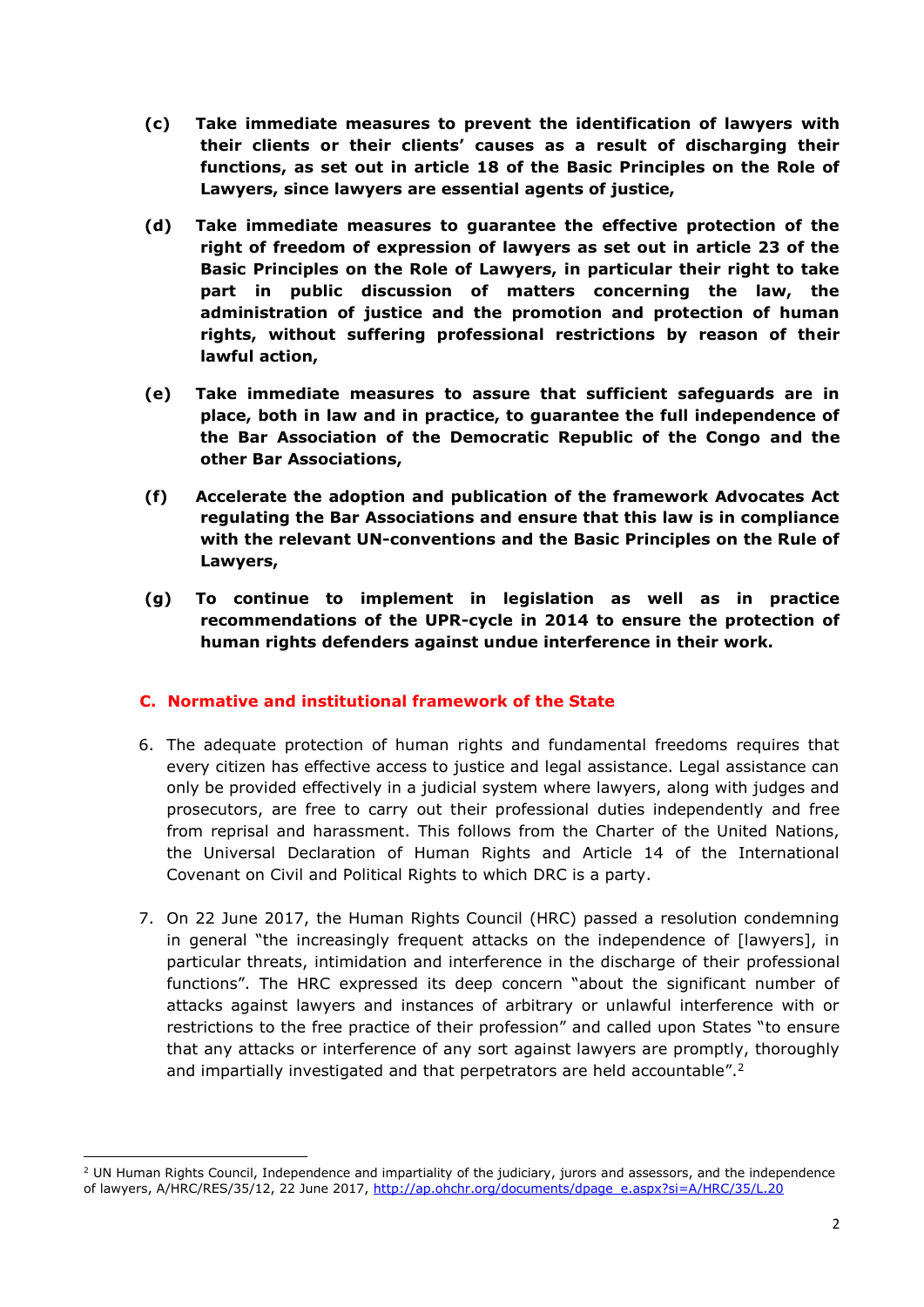**(c) Take immediate measures to prevent the identification of lawyers with their clients or their clients' causes as a result of discharging their functions, as set out in article 18 of the Basic Principles on the Role of Lawyers, since lawyers are essential agents of justice,**

**(d) Take immediate measures to guarantee the effective protection of the right of freedom of expression of lawyers as set out in article 23 of the Basic Principles on the Role of Lawyers, in particular their right to take part in public discussion of matters concerning the law, the administration of justice and the promotion and protection of human rights, without suffering professional restrictions by reason of their lawful action,**

**(e) Take immediate measures to assure that sufficient safeguards are in place, both in law and in practice, to guarantee the full independence of the Bar Association of the Democratic Republic of the Congo and the other Bar Associations,**

**(f) Accelerate the adoption and publication of the framework Advocates Act regulating the Bar Associations and ensure that this law is in compliance with the relevant UN-conventions and the Basic Principles on the Rule of Lawyers,**

**(g) To continue to implement in legislation as well as in practice recommendations of the UPR-cycle in 2014 to ensure the protection of human rights defenders against undue interference in their work.**

## C. Normative and institutional framework of the State

6. The adequate protection of human rights and fundamental freedoms requires that every citizen has effective access to justice and legal assistance. Legal assistance can only be provided effectively in a judicial system where lawyers, along with judges and prosecutors, are free to carry out their professional duties independently and free from reprisal and harassment. This follows from the Charter of the United Nations, the Universal Declaration of Human Rights and Article 14 of the International Covenant on Civil and Political Rights to which DRC is a party.

7. On 22 June 2017, the Human Rights Council (HRC) passed a resolution condemning in general "the increasingly frequent attacks on the independence of [lawyers], in particular threats, intimidation and interference in the discharge of their professional functions". The HRC expressed its deep concern "about the significant number of attacks against lawyers and instances of arbitrary or unlawful interference with or restrictions to the free practice of their profession" and called upon States "to ensure that any attacks or interference of any sort against lawyers are promptly, thoroughly and impartially investigated and that perpetrators are held accountable".[2]

[2] UN Human Rights Council, Independence and impartiality of the judiciary, jurors and assessors, and the independence of lawyers, A/HRC/RES/35/12, 22 June 2017, http://ap.ohchr.org/documents/dpage_e.aspx?si=A/HRC/35/L.20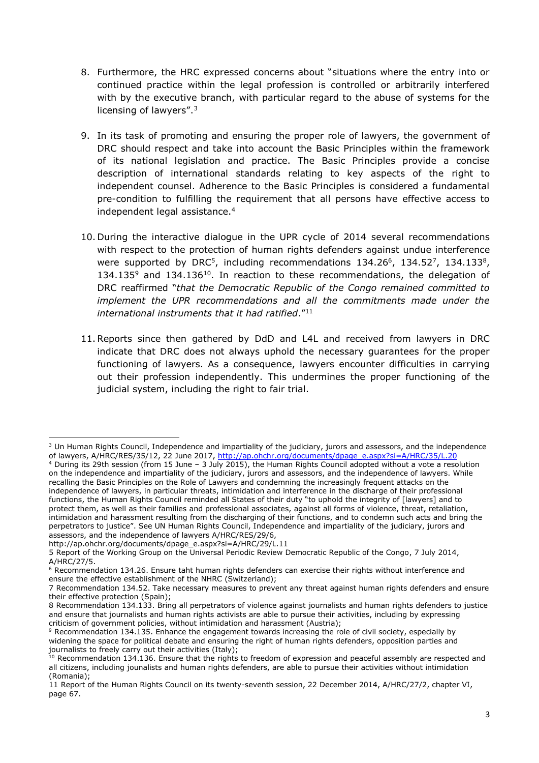8. Furthermore, the HRC expressed concerns about "situations where the entry into or continued practice within the legal profession is controlled or arbitrarily interfered with by the executive branch, with particular regard to the abuse of systems for the licensing of lawyers".[3]

9. In its task of promoting and ensuring the proper role of lawyers, the government of DRC should respect and take into account the Basic Principles within the framework of its national legislation and practice. The Basic Principles provide a concise description of international standards relating to key aspects of the right to independent counsel. Adherence to the Basic Principles is considered a fundamental pre-condition to fulfilling the requirement that all persons have effective access to independent legal assistance.[4]

10. During the interactive dialogue in the UPR cycle of 2014 several recommendations with respect to the protection of human rights defenders against undue interference were supported by DRC[5], including recommendations 134.26[6], 134.52[7], 134.133[8], 134.135[9] and 134.136[10]. In reaction to these recommendations, the delegation of DRC reaffirmed "*that the Democratic Republic of the Congo remained committed to implement the UPR recommendations and all the commitments made under the international instruments that it had ratified*."[11]

11. Reports since then gathered by DdD and L4L and received from lawyers in DRC indicate that DRC does not always uphold the necessary guarantees for the proper functioning of lawyers. As a consequence, lawyers encounter difficulties in carrying out their profession independently. This undermines the proper functioning of the judicial system, including the right to fair trial.

---

[3] Un Human Rights Council, Independence and impartiality of the judiciary, jurors and assessors, and the independence of lawyers, A/HRC/RES/35/12, 22 June 2017, http://ap.ohchr.org/documents/dpage_e.aspx?si=A/HRC/35/L.20

[4] During its 29th session (from 15 June – 3 July 2015), the Human Rights Council adopted without a vote a resolution on the independence and impartiality of the judiciary, jurors and assessors, and the independence of lawyers. While recalling the Basic Principles on the Role of Lawyers and condemning the increasingly frequent attacks on the independence of lawyers, in particular threats, intimidation and interference in the discharge of their professional functions, the Human Rights Council reminded all States of their duty "to uphold the integrity of [lawyers] and to protect them, as well as their families and professional associates, against all forms of violence, threat, retaliation, intimidation and harassment resulting from the discharging of their functions, and to condemn such acts and bring the perpetrators to justice". See UN Human Rights Council, Independence and impartiality of the judiciary, jurors and assessors, and the independence of lawyers A/HRC/RES/29/6, http://ap.ohchr.org/documents/dpage_e.aspx?si=A/HRC/29/L.11

5 Report of the Working Group on the Universal Periodic Review Democratic Republic of the Congo, 7 July 2014, A/HRC/27/5.

[6] Recommendation 134.26. Ensure taht human rights defenders can exercise their rights without interference and ensure the effective establishment of the NHRC (Switzerland);

7 Recommendation 134.52. Take necessary measures to prevent any threat against human rights defenders and ensure their effective protection (Spain);

8 Recommendation 134.133. Bring all perpetrators of violence against journalists and human rights defenders to justice and ensure that journalists and human rights activists are able to pursue their activities, including by expressing criticism of government policies, without intimidation and harassment (Austria);

[9] Recommendation 134.135. Enhance the engagement towards increasing the role of civil society, especially by widening the space for political debate and ensuring the right of human rights defenders, opposition parties and journalists to freely carry out their activities (Italy);

[10] Recommendation 134.136. Ensure that the rights to freedom of expression and peaceful assembly are respected and all citizens, including journalists and human rights defenders, are able to pursue their activities without intimidation (Romania);

11 Report of the Human Rights Council on its twenty-seventh session, 22 December 2014, A/HRC/27/2, chapter VI, page 67.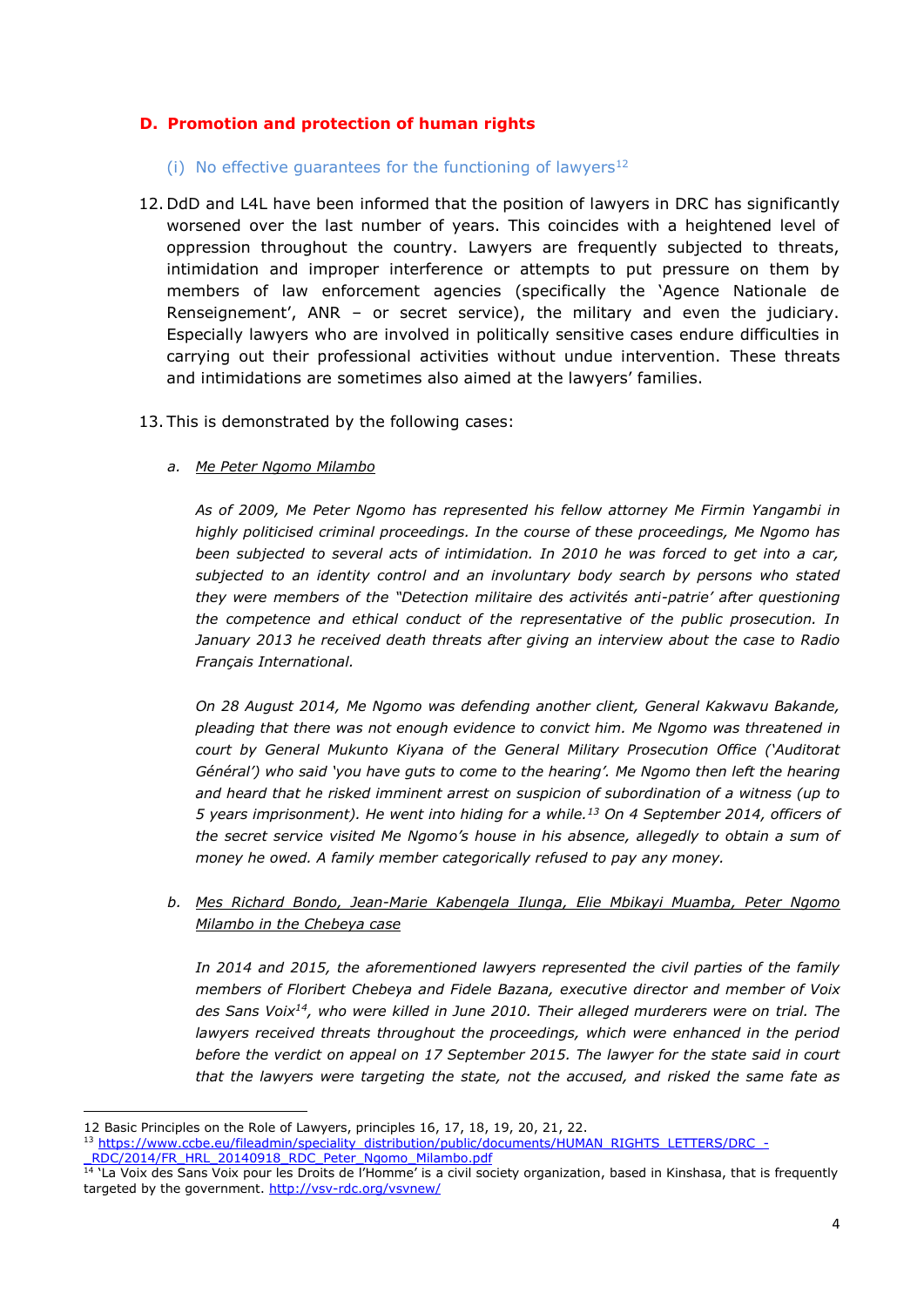## D. Promotion and protection of human rights

### (i) No effective guarantees for the functioning of lawyers[12]

12. DdD and L4L have been informed that the position of lawyers in DRC has significantly worsened over the last number of years. This coincides with a heightened level of oppression throughout the country. Lawyers are frequently subjected to threats, intimidation and improper interference or attempts to put pressure on them by members of law enforcement agencies (specifically the 'Agence Nationale de Renseignement', ANR – or secret service), the military and even the judiciary. Especially lawyers who are involved in politically sensitive cases endure difficulties in carrying out their professional activities without undue intervention. These threats and intimidations are sometimes also aimed at the lawyers' families.

13. This is demonstrated by the following cases:

   a. <u>Me Peter Ngomo Milambo</u>

   *As of 2009, Me Peter Ngomo has represented his fellow attorney Me Firmin Yangambi in highly politicised criminal proceedings. In the course of these proceedings, Me Ngomo has been subjected to several acts of intimidation. In 2010 he was forced to get into a car, subjected to an identity control and an involuntary body search by persons who stated they were members of the "Detection militaire des activités anti-patrie' after questioning the competence and ethical conduct of the representative of the public prosecution. In January 2013 he received death threats after giving an interview about the case to Radio Français International.*

   *On 28 August 2014, Me Ngomo was defending another client, General Kakwavu Bakande, pleading that there was not enough evidence to convict him. Me Ngomo was threatened in court by General Mukunto Kiyana of the General Military Prosecution Office ('Auditorat Général') who said 'you have guts to come to the hearing'. Me Ngomo then left the hearing and heard that he risked imminent arrest on suspicion of subordination of a witness (up to 5 years imprisonment). He went into hiding for a while.[13] On 4 September 2014, officers of the secret service visited Me Ngomo's house in his absence, allegedly to obtain a sum of money he owed. A family member categorically refused to pay any money.*

   b. <u>Mes Richard Bondo, Jean-Marie Kabengela Ilunga, Elie Mbikayi Muamba, Peter Ngomo Milambo in the Chebeya case</u>

   *In 2014 and 2015, the aforementioned lawyers represented the civil parties of the family members of Floribert Chebeya and Fidele Bazana, executive director and member of Voix des Sans Voix[14], who were killed in June 2010. Their alleged murderers were on trial. The lawyers received threats throughout the proceedings, which were enhanced in the period before the verdict on appeal on 17 September 2015. The lawyer for the state said in court that the lawyers were targeting the state, not the accused, and risked the same fate as*

---

12 Basic Principles on the Role of Lawyers, principles 16, 17, 18, 19, 20, 21, 22.

13 https://www.ccbe.eu/fileadmin/speciality_distribution/public/documents/HUMAN_RIGHTS_LETTERS/DRC_-_RDC/2014/FR_HRL_20140918_RDC_Peter_Ngomo_Milambo.pdf

14 'La Voix des Sans Voix pour les Droits de l'Homme' is a civil society organization, based in Kinshasa, that is frequently targeted by the government. http://vsv-rdc.org/vsvnew/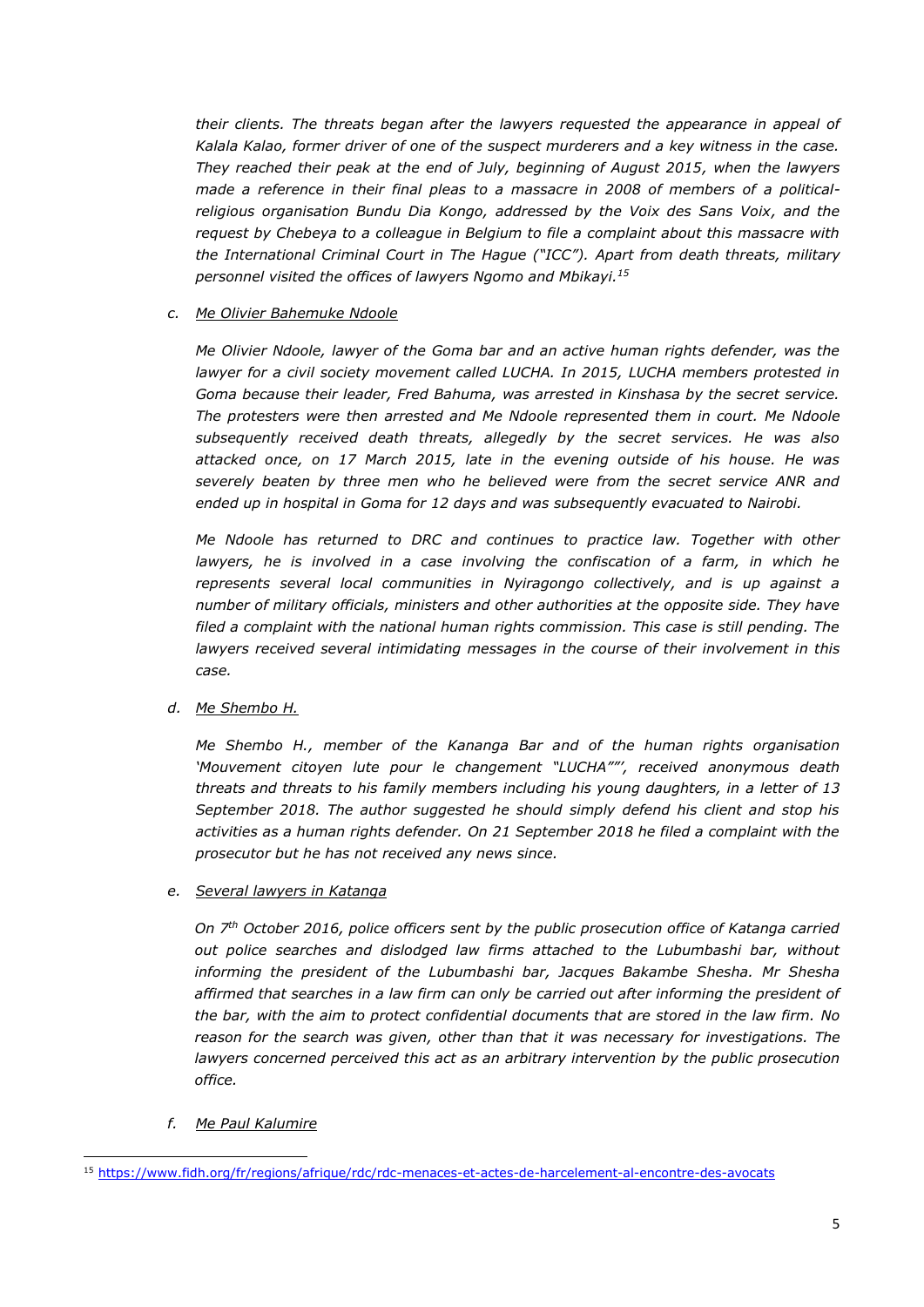*their clients. The threats began after the lawyers requested the appearance in appeal of Kalala Kalao, former driver of one of the suspect murderers and a key witness in the case. They reached their peak at the end of July, beginning of August 2015, when the lawyers made a reference in their final pleas to a massacre in 2008 of members of a political-religious organisation Bundu Dia Kongo, addressed by the Voix des Sans Voix, and the request by Chebeya to a colleague in Belgium to file a complaint about this massacre with the International Criminal Court in The Hague ("ICC"). Apart from death threats, military personnel visited the offices of lawyers Ngomo and Mbikayi.[15]*

c. Me Olivier Bahemuke Ndoole

*Me Olivier Ndoole, lawyer of the Goma bar and an active human rights defender, was the lawyer for a civil society movement called LUCHA. In 2015, LUCHA members protested in Goma because their leader, Fred Bahuma, was arrested in Kinshasa by the secret service. The protesters were then arrested and Me Ndoole represented them in court. Me Ndoole subsequently received death threats, allegedly by the secret services. He was also attacked once, on 17 March 2015, late in the evening outside of his house. He was severely beaten by three men who he believed were from the secret service ANR and ended up in hospital in Goma for 12 days and was subsequently evacuated to Nairobi.*

*Me Ndoole has returned to DRC and continues to practice law. Together with other lawyers, he is involved in a case involving the confiscation of a farm, in which he represents several local communities in Nyiragongo collectively, and is up against a number of military officials, ministers and other authorities at the opposite side. They have filed a complaint with the national human rights commission. This case is still pending. The lawyers received several intimidating messages in the course of their involvement in this case.*

d. Me Shembo H.

*Me Shembo H., member of the Kananga Bar and of the human rights organisation 'Mouvement citoyen lute pour le changement "LUCHA"'', received anonymous death threats and threats to his family members including his young daughters, in a letter of 13 September 2018. The author suggested he should simply defend his client and stop his activities as a human rights defender. On 21 September 2018 he filed a complaint with the prosecutor but he has not received any news since.*

e. Several lawyers in Katanga

*On 7th October 2016, police officers sent by the public prosecution office of Katanga carried out police searches and dislodged law firms attached to the Lubumbashi bar, without informing the president of the Lubumbashi bar, Jacques Bakambe Shesha. Mr Shesha affirmed that searches in a law firm can only be carried out after informing the president of the bar, with the aim to protect confidential documents that are stored in the law firm. No reason for the search was given, other than that it was necessary for investigations. The lawyers concerned perceived this act as an arbitrary intervention by the public prosecution office.*

f. Me Paul Kalumire

[15] https://www.fidh.org/fr/regions/afrique/rdc/rdc-menaces-et-actes-de-harcelement-al-encontre-des-avocats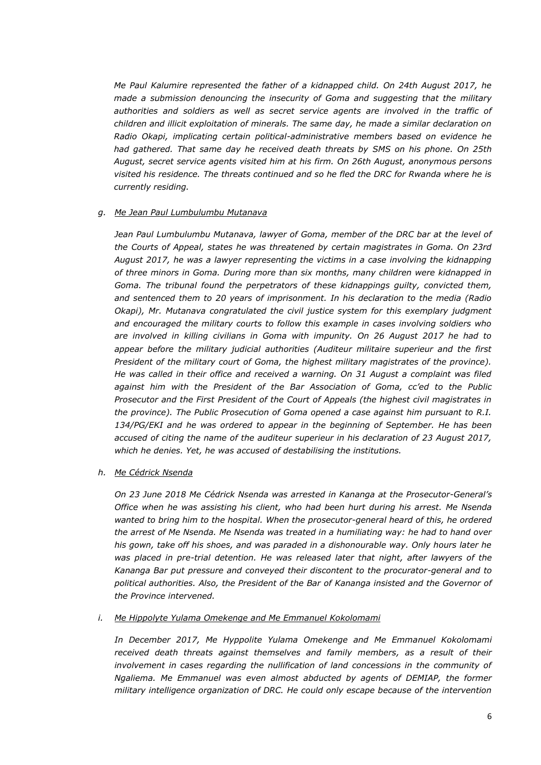*Me Paul Kalumire represented the father of a kidnapped child. On 24th August 2017, he made a submission denouncing the insecurity of Goma and suggesting that the military authorities and soldiers as well as secret service agents are involved in the traffic of children and illicit exploitation of minerals. The same day, he made a similar declaration on Radio Okapi, implicating certain political-administrative members based on evidence he had gathered. That same day he received death threats by SMS on his phone. On 25th August, secret service agents visited him at his firm. On 26th August, anonymous persons visited his residence. The threats continued and so he fled the DRC for Rwanda where he is currently residing.*

g. *Me Jean Paul Lumbulumbu Mutanava*

*Jean Paul Lumbulumbu Mutanava, lawyer of Goma, member of the DRC bar at the level of the Courts of Appeal, states he was threatened by certain magistrates in Goma. On 23rd August 2017, he was a lawyer representing the victims in a case involving the kidnapping of three minors in Goma. During more than six months, many children were kidnapped in Goma. The tribunal found the perpetrators of these kidnappings guilty, convicted them, and sentenced them to 20 years of imprisonment. In his declaration to the media (Radio Okapi), Mr. Mutanava congratulated the civil justice system for this exemplary judgment and encouraged the military courts to follow this example in cases involving soldiers who are involved in killing civilians in Goma with impunity. On 26 August 2017 he had to appear before the military judicial authorities (Auditeur militaire superieur and the first President of the military court of Goma, the highest military magistrates of the province). He was called in their office and received a warning. On 31 August a complaint was filed against him with the President of the Bar Association of Goma, cc'ed to the Public Prosecutor and the First President of the Court of Appeals (the highest civil magistrates in the province). The Public Prosecution of Goma opened a case against him pursuant to R.I. 134/PG/EKI and he was ordered to appear in the beginning of September. He has been accused of citing the name of the auditeur superieur in his declaration of 23 August 2017, which he denies. Yet, he was accused of destabilising the institutions.*

h. *Me Cédrick Nsenda*

*On 23 June 2018 Me Cédrick Nsenda was arrested in Kananga at the Prosecutor-General's Office when he was assisting his client, who had been hurt during his arrest. Me Nsenda wanted to bring him to the hospital. When the prosecutor-general heard of this, he ordered the arrest of Me Nsenda. Me Nsenda was treated in a humiliating way: he had to hand over his gown, take off his shoes, and was paraded in a dishonourable way. Only hours later he was placed in pre-trial detention. He was released later that night, after lawyers of the Kananga Bar put pressure and conveyed their discontent to the procurator-general and to political authorities. Also, the President of the Bar of Kananga insisted and the Governor of the Province intervened.*

i. *Me Hippolyte Yulama Omekenge and Me Emmanuel Kokolomami*

*In December 2017, Me Hyppolite Yulama Omekenge and Me Emmanuel Kokolomami received death threats against themselves and family members, as a result of their involvement in cases regarding the nullification of land concessions in the community of Ngaliema. Me Emmanuel was even almost abducted by agents of DEMIAP, the former military intelligence organization of DRC. He could only escape because of the intervention*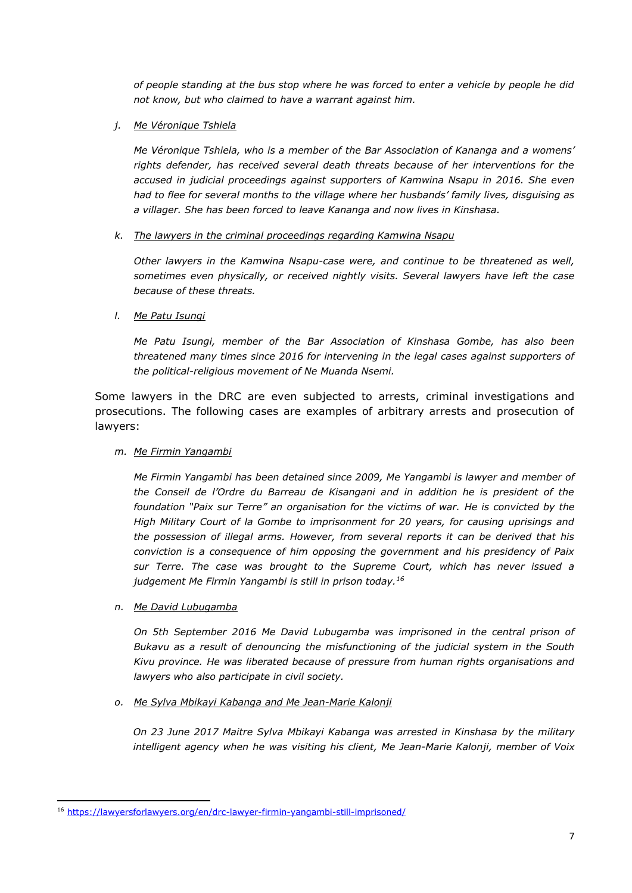*of people standing at the bus stop where he was forced to enter a vehicle by people he did not know, but who claimed to have a warrant against him.*

j. Me Véronique Tshiela

*Me Véronique Tshiela, who is a member of the Bar Association of Kananga and a womens' rights defender, has received several death threats because of her interventions for the accused in judicial proceedings against supporters of Kamwina Nsapu in 2016. She even had to flee for several months to the village where her husbands' family lives, disguising as a villager. She has been forced to leave Kananga and now lives in Kinshasa.*

k. The lawyers in the criminal proceedings regarding Kamwina Nsapu

*Other lawyers in the Kamwina Nsapu-case were, and continue to be threatened as well, sometimes even physically, or received nightly visits. Several lawyers have left the case because of these threats.*

l. Me Patu Isungi

*Me Patu Isungi, member of the Bar Association of Kinshasa Gombe, has also been threatened many times since 2016 for intervening in the legal cases against supporters of the political-religious movement of Ne Muanda Nsemi.*

Some lawyers in the DRC are even subjected to arrests, criminal investigations and prosecutions. The following cases are examples of arbitrary arrests and prosecution of lawyers:

m. Me Firmin Yangambi

*Me Firmin Yangambi has been detained since 2009, Me Yangambi is lawyer and member of the Conseil de l'Ordre du Barreau de Kisangani and in addition he is president of the foundation "Paix sur Terre" an organisation for the victims of war. He is convicted by the High Military Court of la Gombe to imprisonment for 20 years, for causing uprisings and the possession of illegal arms. However, from several reports it can be derived that his conviction is a consequence of him opposing the government and his presidency of Paix sur Terre. The case was brought to the Supreme Court, which has never issued a judgement Me Firmin Yangambi is still in prison today.*[16]

n. Me David Lubugamba

*On 5th September 2016 Me David Lubugamba was imprisoned in the central prison of Bukavu as a result of denouncing the misfunctioning of the judicial system in the South Kivu province. He was liberated because of pressure from human rights organisations and lawyers who also participate in civil society.*

o. Me Sylva Mbikayi Kabanga and Me Jean-Marie Kalonji

*On 23 June 2017 Maitre Sylva Mbikayi Kabanga was arrested in Kinshasa by the military intelligent agency when he was visiting his client, Me Jean-Marie Kalonji, member of Voix*

---

[16] https://lawyersforlawyers.org/en/drc-lawyer-firmin-yangambi-still-imprisoned/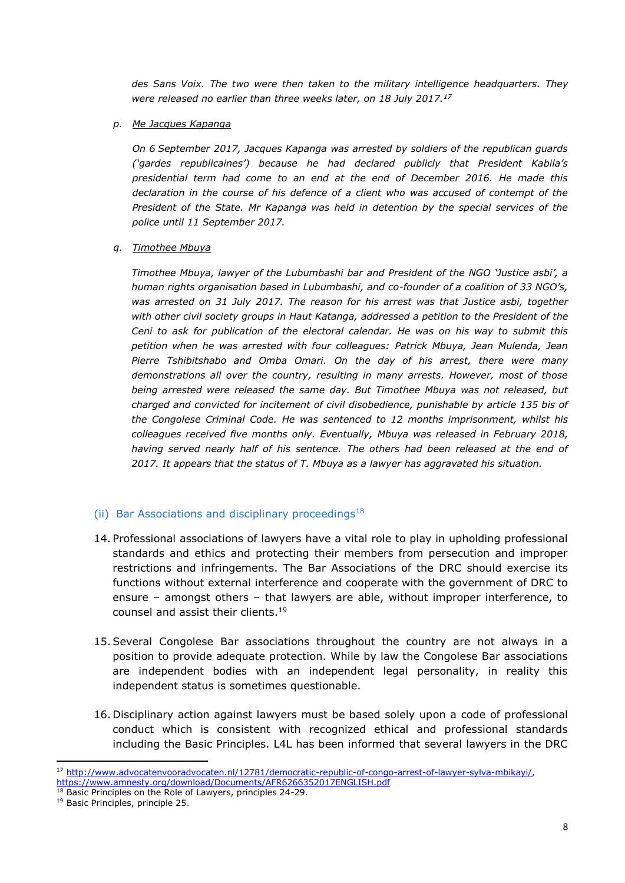*des Sans Voix. The two were then taken to the military intelligence headquarters. They were released no earlier than three weeks later, on 18 July 2017.*[17]

p. Me Jacques Kapanga

*On 6 September 2017, Jacques Kapanga was arrested by soldiers of the republican guards ('gardes republicaines') because he had declared publicly that President Kabila's presidential term had come to an end at the end of December 2016. He made this declaration in the course of his defence of a client who was accused of contempt of the President of the State. Mr Kapanga was held in detention by the special services of the police until 11 September 2017.*

q. Timothee Mbuya

*Timothee Mbuya, lawyer of the Lubumbashi bar and President of the NGO 'Justice asbi', a human rights organisation based in Lubumbashi, and co-founder of a coalition of 33 NGO's, was arrested on 31 July 2017. The reason for his arrest was that Justice asbi, together with other civil society groups in Haut Katanga, addressed a petition to the President of the Ceni to ask for publication of the electoral calendar. He was on his way to submit this petition when he was arrested with four colleagues: Patrick Mbuya, Jean Mulenda, Jean Pierre Tshibitshabo and Omba Omari. On the day of his arrest, there were many demonstrations all over the country, resulting in many arrests. However, most of those being arrested were released the same day. But Timothee Mbuya was not released, but charged and convicted for incitement of civil disobedience, punishable by article 135 bis of the Congolese Criminal Code. He was sentenced to 12 months imprisonment, whilst his colleagues received five months only. Eventually, Mbuya was released in February 2018, having served nearly half of his sentence. The others had been released at the end of 2017. It appears that the status of T. Mbuya as a lawyer has aggravated his situation.*

### (ii) Bar Associations and disciplinary proceedings[18]

14. Professional associations of lawyers have a vital role to play in upholding professional standards and ethics and protecting their members from persecution and improper restrictions and infringements. The Bar Associations of the DRC should exercise its functions without external interference and cooperate with the government of DRC to ensure – amongst others – that lawyers are able, without improper interference, to counsel and assist their clients.[19]

15. Several Congolese Bar associations throughout the country are not always in a position to provide adequate protection. While by law the Congolese Bar associations are independent bodies with an independent legal personality, in reality this independent status is sometimes questionable.

16. Disciplinary action against lawyers must be based solely upon a code of professional conduct which is consistent with recognized ethical and professional standards including the Basic Principles. L4L has been informed that several lawyers in the DRC

---

[17] http://www.advocatenvooradvocaten.nl/12781/democratic-republic-of-congo-arrest-of-lawyer-sylva-mbikayi/, https://www.amnesty.org/download/Documents/AFR6266352017ENGLISH.pdf

[18] Basic Principles on the Role of Lawyers, principles 24-29.

[19] Basic Principles, principle 25.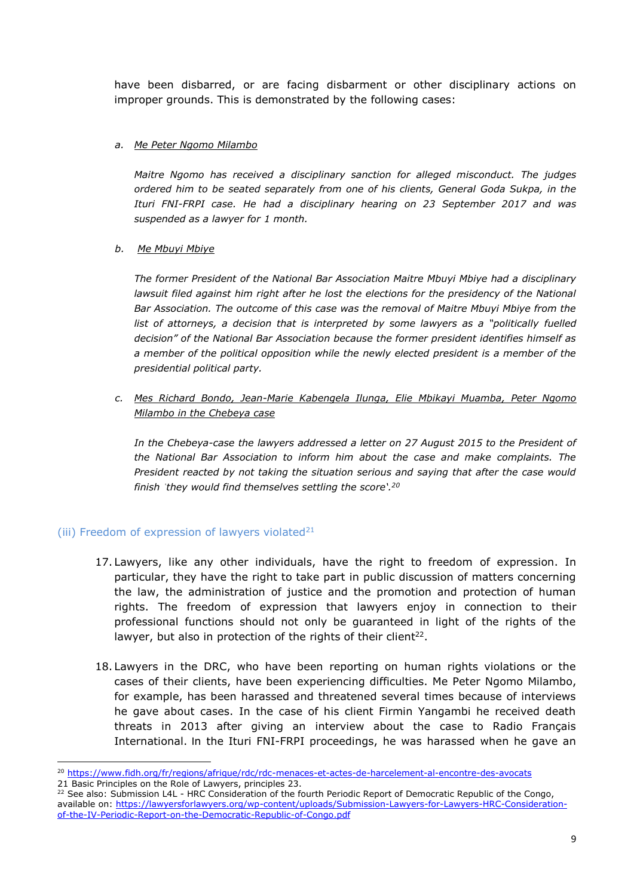have been disbarred, or are facing disbarment or other disciplinary actions on improper grounds. This is demonstrated by the following cases:

a. *Me Peter Ngomo Milambo*

*Maitre Ngomo has received a disciplinary sanction for alleged misconduct. The judges ordered him to be seated separately from one of his clients, General Goda Sukpa, in the Ituri FNI-FRPI case. He had a disciplinary hearing on 23 September 2017 and was suspended as a lawyer for 1 month.*

b. *Me Mbuyi Mbiye*

*The former President of the National Bar Association Maitre Mbuyi Mbiye had a disciplinary lawsuit filed against him right after he lost the elections for the presidency of the National Bar Association. The outcome of this case was the removal of Maitre Mbuyi Mbiye from the list of attorneys, a decision that is interpreted by some lawyers as a "politically fuelled decision" of the National Bar Association because the former president identifies himself as a member of the political opposition while the newly elected president is a member of the presidential political party.*

c. *Mes Richard Bondo, Jean-Marie Kabengela Ilunga, Elie Mbikayi Muamba, Peter Ngomo Milambo in the Chebeya case*

*In the Chebeya-case the lawyers addressed a letter on 27 August 2015 to the President of the National Bar Association to inform him about the case and make complaints. The President reacted by not taking the situation serious and saying that after the case would finish 'they would find themselves settling the score'.*[20]

### (iii) Freedom of expression of lawyers violated[21]

17. Lawyers, like any other individuals, have the right to freedom of expression. In particular, they have the right to take part in public discussion of matters concerning the law, the administration of justice and the promotion and protection of human rights. The freedom of expression that lawyers enjoy in connection to their professional functions should not only be guaranteed in light of the rights of the lawyer, but also in protection of the rights of their client[22].

18. Lawyers in the DRC, who have been reporting on human rights violations or the cases of their clients, have been experiencing difficulties. Me Peter Ngomo Milambo, for example, has been harassed and threatened several times because of interviews he gave about cases. In the case of his client Firmin Yangambi he received death threats in 2013 after giving an interview about the case to Radio Français International. In the Ituri FNI-FRPI proceedings, he was harassed when he gave an

---

[20] https://www.fidh.org/fr/regions/afrique/rdc/rdc-menaces-et-actes-de-harcelement-al-encontre-des-avocats

21 Basic Principles on the Role of Lawyers, principles 23.

[22] See also: Submission L4L - HRC Consideration of the fourth Periodic Report of Democratic Republic of the Congo, available on: https://lawyersforlawyers.org/wp-content/uploads/Submission-Lawyers-for-Lawyers-HRC-Consideration-of-the-IV-Periodic-Report-on-the-Democratic-Republic-of-Congo.pdf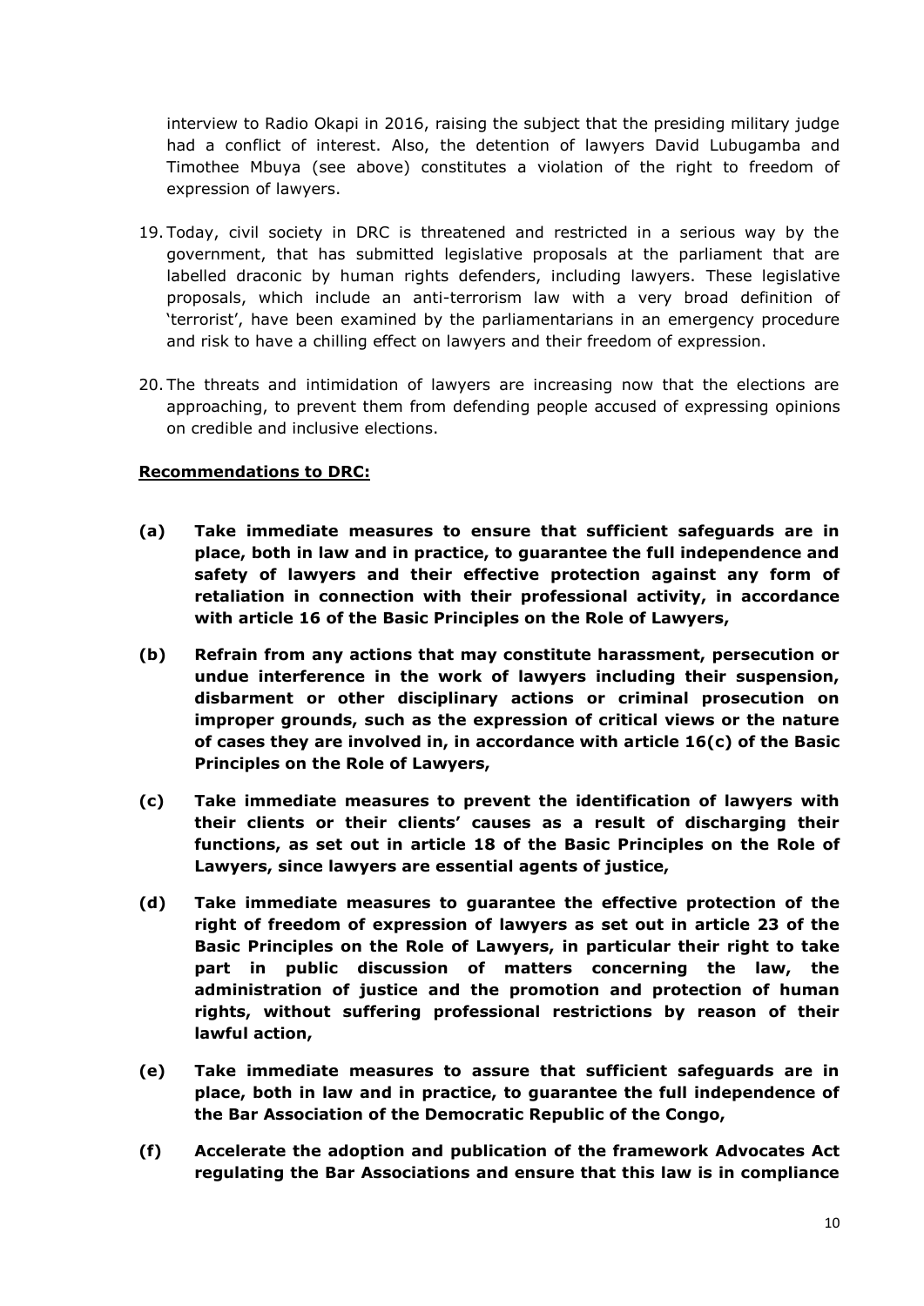interview to Radio Okapi in 2016, raising the subject that the presiding military judge had a conflict of interest. Also, the detention of lawyers David Lubugamba and Timothee Mbuya (see above) constitutes a violation of the right to freedom of expression of lawyers.

19. Today, civil society in DRC is threatened and restricted in a serious way by the government, that has submitted legislative proposals at the parliament that are labelled draconic by human rights defenders, including lawyers. These legislative proposals, which include an anti-terrorism law with a very broad definition of 'terrorist', have been examined by the parliamentarians in an emergency procedure and risk to have a chilling effect on lawyers and their freedom of expression.

20. The threats and intimidation of lawyers are increasing now that the elections are approaching, to prevent them from defending people accused of expressing opinions on credible and inclusive elections.

**Recommendations to DRC:**

**(a) Take immediate measures to ensure that sufficient safeguards are in place, both in law and in practice, to guarantee the full independence and safety of lawyers and their effective protection against any form of retaliation in connection with their professional activity, in accordance with article 16 of the Basic Principles on the Role of Lawyers,**

**(b) Refrain from any actions that may constitute harassment, persecution or undue interference in the work of lawyers including their suspension, disbarment or other disciplinary actions or criminal prosecution on improper grounds, such as the expression of critical views or the nature of cases they are involved in, in accordance with article 16(c) of the Basic Principles on the Role of Lawyers,**

**(c) Take immediate measures to prevent the identification of lawyers with their clients or their clients' causes as a result of discharging their functions, as set out in article 18 of the Basic Principles on the Role of Lawyers, since lawyers are essential agents of justice,**

**(d) Take immediate measures to guarantee the effective protection of the right of freedom of expression of lawyers as set out in article 23 of the Basic Principles on the Role of Lawyers, in particular their right to take part in public discussion of matters concerning the law, the administration of justice and the promotion and protection of human rights, without suffering professional restrictions by reason of their lawful action,**

**(e) Take immediate measures to assure that sufficient safeguards are in place, both in law and in practice, to guarantee the full independence of the Bar Association of the Democratic Republic of the Congo,**

**(f) Accelerate the adoption and publication of the framework Advocates Act regulating the Bar Associations and ensure that this law is in compliance**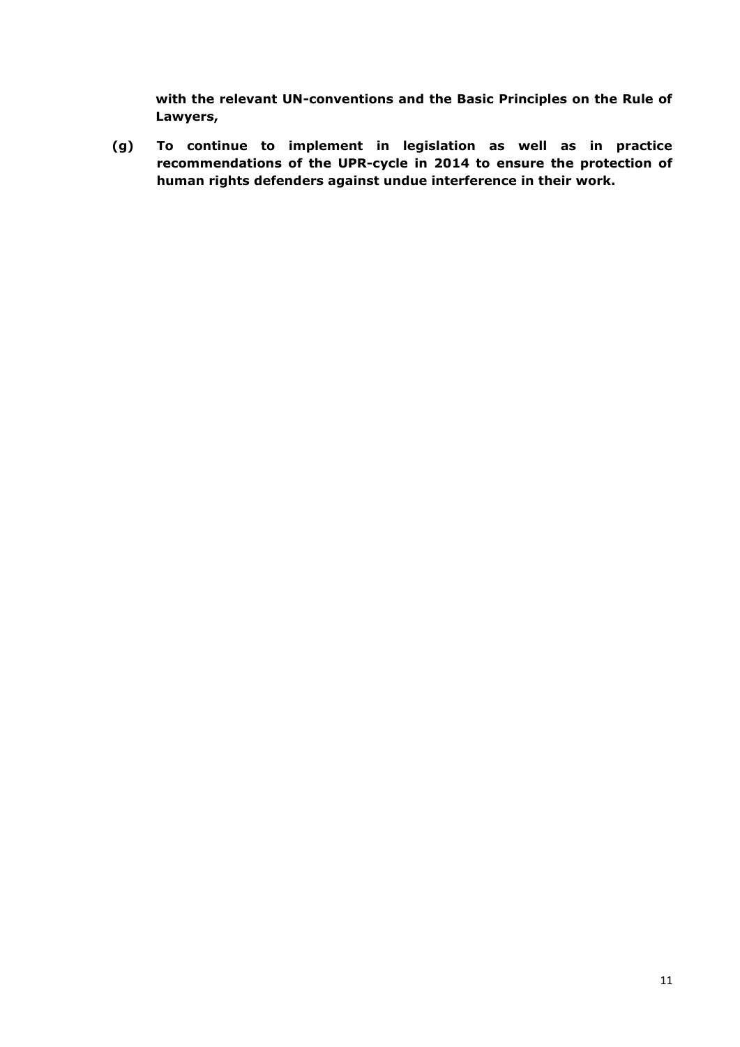**with the relevant UN-conventions and the Basic Principles on the Rule of Lawyers,**

**(g) To continue to implement in legislation as well as in practice recommendations of the UPR-cycle in 2014 to ensure the protection of human rights defenders against undue interference in their work.**